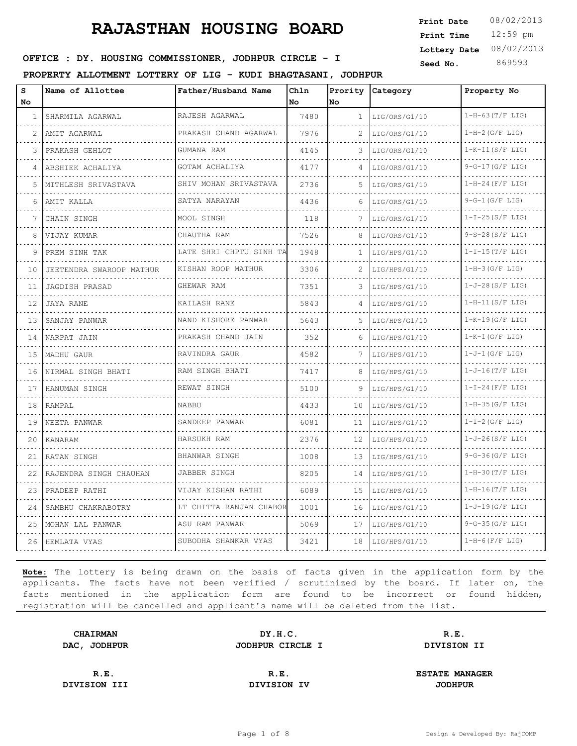# RAJASTHAN HOUSING BOARD

**Print Date** 08/02/2013
**Print Time** 12:59 pm
**Lottery Date** 08/02/2013
**Seed No.** 869593

**OFFICE : DY. HOUSING COMMISSIONER, JODHPUR CIRCLE - I**

**PROPERTY ALLOTMENT LOTTERY OF LIG - KUDI BHAGTASANI, JODHPUR**

| S No | Name of Allottee | Father/Husband Name | Chln No | Prority No | Category | Property No |
|---|---|---|---|---|---|---|
| 1 | SHARMILA AGARWAL | RAJESH AGARWAL | 7480 | 1 | LIG/ORS/G1/10 | 1-H-63(T/F LIG) |
| 2 | AMIT AGARWAL | PRAKASH CHAND AGARWAL | 7976 | 2 | LIG/ORS/G1/10 | 1-H-2(G/F LIG) |
| 3 | PRAKASH GEHLOT | GUMANA RAM | 4145 | 3 | LIG/ORS/G1/10 | 1-K-11(S/F LIG) |
| 4 | ABSHIEK ACHALIYA | GOTAM ACHALIYA | 4177 | 4 | LIG/ORS/G1/10 | 9-G-17(G/F LIG) |
| 5 | MITHLESH SRIVASTAVA | SHIV MOHAN SRIVASTAVA | 2736 | 5 | LIG/ORS/G1/10 | 1-H-24(F/F LIG) |
| 6 | AMIT KALLA | SATYA NARAYAN | 4436 | 6 | LIG/ORS/G1/10 | 9-G-1(G/F LIG) |
| 7 | CHAIN SINGH | MOOL SINGH | 118 | 7 | LIG/ORS/G1/10 | 1-I-25(S/F LIG) |
| 8 | VIJAY KUMAR | CHAUTHA RAM | 7526 | 8 | LIG/ORS/G1/10 | 9-S-28(S/F LIG) |
| 9 | PREM SINH TAK | LATE SHRI CHPTU SINH TA | 1948 | 1 | LIG/HPS/G1/10 | 1-I-15(T/F LIG) |
| 10 | JEETENDRA SWAROOP MATHUR | KISHAN ROOP MATHUR | 3306 | 2 | LIG/HPS/G1/10 | 1-H-3(G/F LIG) |
| 11 | JAGDISH PRASAD | GHEWAR RAM | 7351 | 3 | LIG/HPS/G1/10 | 1-J-28(S/F LIG) |
| 12 | JAYA RANE | KAILASH RANE | 5843 | 4 | LIG/HPS/G1/10 | 1-H-11(S/F LIG) |
| 13 | SANJAY PANWAR | NAND KISHORE PANWAR | 5643 | 5 | LIG/HPS/G1/10 | 1-K-19(G/F LIG) |
| 14 | NARPAT JAIN | PRAKASH CHAND JAIN | 352 | 6 | LIG/HPS/G1/10 | 1-K-1(G/F LIG) |
| 15 | MADHU GAUR | RAVINDRA GAUR | 4582 | 7 | LIG/HPS/G1/10 | 1-J-1(G/F LIG) |
| 16 | NIRMAL SINGH BHATI | RAM SINGH BHATI | 7417 | 8 | LIG/HPS/G1/10 | 1-J-16(T/F LIG) |
| 17 | HANUMAN SINGH | REWAT SINGH | 5100 | 9 | LIG/HPS/G1/10 | 1-I-24(F/F LIG) |
| 18 | RAMPAL | NABBU | 4433 | 10 | LIG/HPS/G1/10 | 1-H-35(G/F LIG) |
| 19 | NEETA PANWAR | SANDEEP PANWAR | 6081 | 11 | LIG/HPS/G1/10 | 1-I-2(G/F LIG) |
| 20 | KANARAM | HARSUKH RAM | 2376 | 12 | LIG/HPS/G1/10 | 1-J-26(S/F LIG) |
| 21 | RATAN SINGH | BHANWAR SINGH | 1008 | 13 | LIG/HPS/G1/10 | 9-G-36(G/F LIG) |
| 22 | RAJENDRA SINGH CHAUHAN | JABBER SINGH | 8205 | 14 | LIG/HPS/G1/10 | 1-H-30(T/F LIG) |
| 23 | PRADEEP RATHI | VIJAY KISHAN RATHI | 6089 | 15 | LIG/HPS/G1/10 | 1-H-16(T/F LIG) |
| 24 | SAMBHU CHAKRABOTRY | LT CHITTA RANJAN CHABOR | 1001 | 16 | LIG/HPS/G1/10 | 1-J-19(G/F LIG) |
| 25 | MOHAN LAL PANWAR | ASU RAM PANWAR | 5069 | 17 | LIG/HPS/G1/10 | 9-G-35(G/F LIG) |
| 26 | HEMLATA VYAS | SUBODHA SHANKAR VYAS | 3421 | 18 | LIG/HPS/G1/10 | 1-H-6(F/F LIG) |

**Note:** The lottery is being drawn on the basis of facts given in the application form by the applicants. The facts have not been verified / scrutinized by the board. If later on, the facts mentioned in the application form are found to be incorrect or found hidden, registration will be cancelled and applicant's name will be deleted from the list.

| | | |
|---|---|---|
| **CHAIRMAN**<br>**DAC, JODHPUR** | **DY.H.C.**<br>**JODHPUR CIRCLE I** | **R.E.**<br>**DIVISION II** |
| **R.E.**<br>**DIVISION III** | **R.E.**<br>**DIVISION IV** | **ESTATE MANAGER**<br>**JODHPUR** |

Design & Developed By: RajCOMP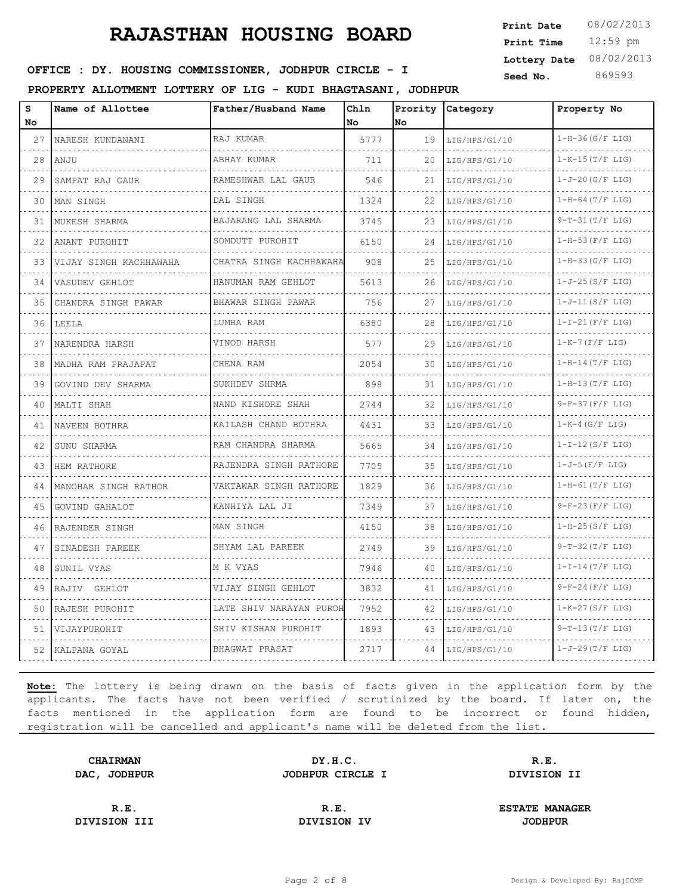# RAJASTHAN HOUSING BOARD

**Print Date** 08/02/2013
**Print Time** 12:59 pm
**Lottery Date** 08/02/2013
**Seed No.** 869593

**OFFICE : DY. HOUSING COMMISSIONER, JODHPUR CIRCLE - I**

**PROPERTY ALLOTMENT LOTTERY OF LIG - KUDI BHAGTASANI, JODHPUR**

| S No | Name of Allottee | Father/Husband Name | Chln No | Prority No | Category | Property No |
|---|---|---|---|---|---|---|
| 27 | NARESH KUNDANANI | RAJ KUMAR | 5777 | 19 | LIG/HPS/G1/10 | 1-H-36(G/F LIG) |
| 28 | ANJU | ABHAY KUMAR | 711 | 20 | LIG/HPS/G1/10 | 1-K-15(T/F LIG) |
| 29 | SAMPAT RAJ GAUR | RAMESHWAR LAL GAUR | 546 | 21 | LIG/HPS/G1/10 | 1-J-20(G/F LIG) |
| 30 | MAN SINGH | DAL SINGH | 1324 | 22 | LIG/HPS/G1/10 | 1-H-64(T/F LIG) |
| 31 | MUKESH SHARMA | BAJARANG LAL SHARMA | 3745 | 23 | LIG/HPS/G1/10 | 9-T-31(T/F LIG) |
| 32 | ANANT PUROHIT | SOMDUTT PUROHIT | 6150 | 24 | LIG/HPS/G1/10 | 1-H-53(F/F LIG) |
| 33 | VIJAY SINGH KACHHAWAHA | CHATRA SINGH KACHHAWAHA | 908 | 25 | LIG/HPS/G1/10 | 1-H-33(G/F LIG) |
| 34 | VASUDEV GEHLOT | HANUMAN RAM GEHLOT | 5613 | 26 | LIG/HPS/G1/10 | 1-J-25(S/F LIG) |
| 35 | CHANDRA SINGH PAWAR | BHAWAR SINGH PAWAR | 756 | 27 | LIG/HPS/G1/10 | 1-J-11(S/F LIG) |
| 36 | LEELA | LUMBA RAM | 6380 | 28 | LIG/HPS/G1/10 | 1-I-21(F/F LIG) |
| 37 | NARENDRA HARSH | VINOD HARSH | 577 | 29 | LIG/HPS/G1/10 | 1-K-7(F/F LIG) |
| 38 | MADHA RAM PRAJAPAT | CHENA RAM | 2054 | 30 | LIG/HPS/G1/10 | 1-H-14(T/F LIG) |
| 39 | GOVIND DEV SHARMA | SUKHDEV SHRMA | 898 | 31 | LIG/HPS/G1/10 | 1-H-13(T/F LIG) |
| 40 | MALTI SHAH | NAND KISHORE SHAH | 2744 | 32 | LIG/HPS/G1/10 | 9-F-37(F/F LIG) |
| 41 | NAVEEN BOTHRA | KAILASH CHAND BOTHRA | 4431 | 33 | LIG/HPS/G1/10 | 1-K-4(G/F LIG) |
| 42 | SUNU SHARMA | RAM CHANDRA SHARMA | 5665 | 34 | LIG/HPS/G1/10 | 1-I-12(S/F LIG) |
| 43 | HEM RATHORE | RAJENDRA SINGH RATHORE | 7705 | 35 | LIG/HPS/G1/10 | 1-J-5(F/F LIG) |
| 44 | MANOHAR SINGH RATHOR | VAKTAWAR SINGH RATHORE | 1829 | 36 | LIG/HPS/G1/10 | 1-H-61(T/F LIG) |
| 45 | GOVIND GAHALOT | KANHIYA LAL JI | 7349 | 37 | LIG/HPS/G1/10 | 9-F-23(F/F LIG) |
| 46 | RAJENDER SINGH | MAN SINGH | 4150 | 38 | LIG/HPS/G1/10 | 1-H-25(S/F LIG) |
| 47 | SINADESH PAREEK | SHYAM LAL PAREEK | 2749 | 39 | LIG/HPS/G1/10 | 9-T-32(T/F LIG) |
| 48 | SUNIL VYAS | M K VYAS | 7946 | 40 | LIG/HPS/G1/10 | 1-I-14(T/F LIG) |
| 49 | RAJIV GEHLOT | VIJAY SINGH GEHLOT | 3832 | 41 | LIG/HPS/G1/10 | 9-F-24(F/F LIG) |
| 50 | RAJESH PUROHIT | LATE SHIV NARAYAN PUROH | 7952 | 42 | LIG/HPS/G1/10 | 1-K-27(S/F LIG) |
| 51 | VIJAYPUROHIT | SHIV KISHAN PUROHIT | 1893 | 43 | LIG/HPS/G1/10 | 9-T-13(T/F LIG) |
| 52 | KALPANA GOYAL | BHAGWAT PRASAT | 2717 | 44 | LIG/HPS/G1/10 | 1-J-29(T/F LIG) |

**Note:** The lottery is being drawn on the basis of facts given in the application form by the applicants. The facts have not been verified / scrutinized by the board. If later on, the facts mentioned in the application form are found to be incorrect or found hidden, registration will be cancelled and applicant's name will be deleted from the list.

| | | |
|---|---|---|
| **CHAIRMAN**<br>**DAC, JODHPUR** | **DY.H.C.**<br>**JODHPUR CIRCLE I** | **R.E.**<br>**DIVISION II** |
| **R.E.**<br>**DIVISION III** | **R.E.**<br>**DIVISION IV** | **ESTATE MANAGER**<br>**JODHPUR** |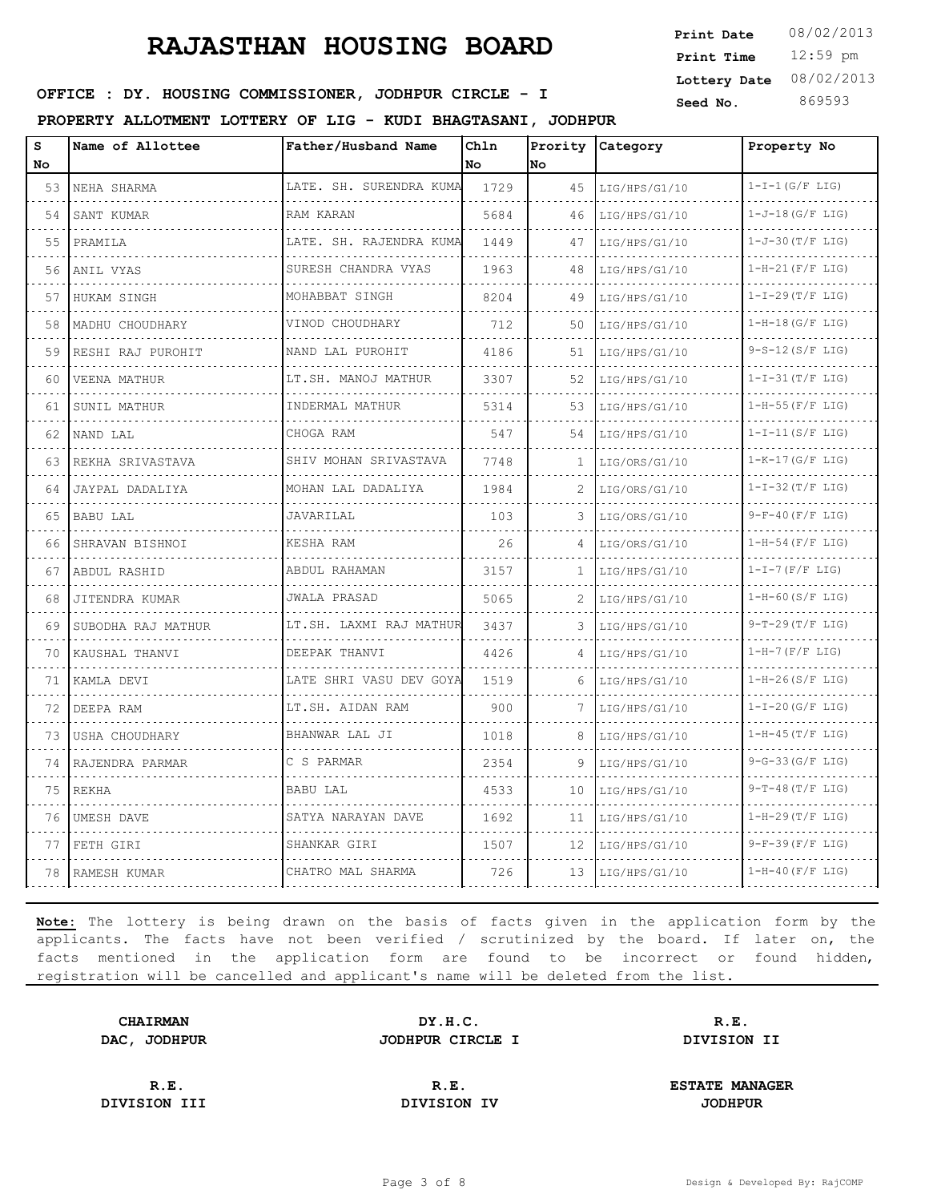# RAJASTHAN HOUSING BOARD

**Print Date** 08/02/2013
**Print Time** 12:59 pm
**Lottery Date** 08/02/2013
**Seed No.** 869593

**OFFICE : DY. HOUSING COMMISSIONER, JODHPUR CIRCLE - I**

**PROPERTY ALLOTMENT LOTTERY OF LIG - KUDI BHAGTASANI, JODHPUR**

| S No | Name of Allottee | Father/Husband Name | Chln No | Prority No | Category | Property No |
|---|---|---|---|---|---|---|
| 53 | NEHA SHARMA | LATE. SH. SURENDRA KUMA | 1729 | 45 | LIG/HPS/G1/10 | 1-I-1(G/F LIG) |
| 54 | SANT KUMAR | RAM KARAN | 5684 | 46 | LIG/HPS/G1/10 | 1-J-18(G/F LIG) |
| 55 | PRAMILA | LATE. SH. RAJENDRA KUMA | 1449 | 47 | LIG/HPS/G1/10 | 1-J-30(T/F LIG) |
| 56 | ANIL VYAS | SURESH CHANDRA VYAS | 1963 | 48 | LIG/HPS/G1/10 | 1-H-21(F/F LIG) |
| 57 | HUKAM SINGH | MOHABBAT SINGH | 8204 | 49 | LIG/HPS/G1/10 | 1-I-29(T/F LIG) |
| 58 | MADHU CHOUDHARY | VINOD CHOUDHARY | 712 | 50 | LIG/HPS/G1/10 | 1-H-18(G/F LIG) |
| 59 | RESHI RAJ PUROHIT | NAND LAL PUROHIT | 4186 | 51 | LIG/HPS/G1/10 | 9-S-12(S/F LIG) |
| 60 | VEENA MATHUR | LT.SH. MANOJ MATHUR | 3307 | 52 | LIG/HPS/G1/10 | 1-I-31(T/F LIG) |
| 61 | SUNIL MATHUR | INDERMAL MATHUR | 5314 | 53 | LIG/HPS/G1/10 | 1-H-55(F/F LIG) |
| 62 | NAND LAL | CHOGA RAM | 547 | 54 | LIG/HPS/G1/10 | 1-I-11(S/F LIG) |
| 63 | REKHA SRIVASTAVA | SHIV MOHAN SRIVASTAVA | 7748 | 1 | LIG/ORS/G1/10 | 1-K-17(G/F LIG) |
| 64 | JAYPAL DADALIYA | MOHAN LAL DADALIYA | 1984 | 2 | LIG/ORS/G1/10 | 1-I-32(T/F LIG) |
| 65 | BABU LAL | JAVARILAL | 103 | 3 | LIG/ORS/G1/10 | 9-F-40(F/F LIG) |
| 66 | SHRAVAN BISHNOI | KESHA RAM | 26 | 4 | LIG/ORS/G1/10 | 1-H-54(F/F LIG) |
| 67 | ABDUL RASHID | ABDUL RAHAMAN | 3157 | 1 | LIG/HPS/G1/10 | 1-I-7(F/F LIG) |
| 68 | JITENDRA KUMAR | JWALA PRASAD | 5065 | 2 | LIG/HPS/G1/10 | 1-H-60(S/F LIG) |
| 69 | SUBODHA RAJ MATHUR | LT.SH. LAXMI RAJ MATHUR | 3437 | 3 | LIG/HPS/G1/10 | 9-T-29(T/F LIG) |
| 70 | KAUSHAL THANVI | DEEPAK THANVI | 4426 | 4 | LIG/HPS/G1/10 | 1-H-7(F/F LIG) |
| 71 | KAMLA DEVI | LATE SHRI VASU DEV GOYA | 1519 | 6 | LIG/HPS/G1/10 | 1-H-26(S/F LIG) |
| 72 | DEEPA RAM | LT.SH. AIDAN RAM | 900 | 7 | LIG/HPS/G1/10 | 1-I-20(G/F LIG) |
| 73 | USHA CHOUDHARY | BHANWAR LAL JI | 1018 | 8 | LIG/HPS/G1/10 | 1-H-45(T/F LIG) |
| 74 | RAJENDRA PARMAR | C S PARMAR | 2354 | 9 | LIG/HPS/G1/10 | 9-G-33(G/F LIG) |
| 75 | REKHA | BABU LAL | 4533 | 10 | LIG/HPS/G1/10 | 9-T-48(T/F LIG) |
| 76 | UMESH DAVE | SATYA NARAYAN DAVE | 1692 | 11 | LIG/HPS/G1/10 | 1-H-29(T/F LIG) |
| 77 | FETH GIRI | SHANKAR GIRI | 1507 | 12 | LIG/HPS/G1/10 | 9-F-39(F/F LIG) |
| 78 | RAMESH KUMAR | CHATRO MAL SHARMA | 726 | 13 | LIG/HPS/G1/10 | 1-H-40(F/F LIG) |

**Note:** The lottery is being drawn on the basis of facts given in the application form by the applicants. The facts have not been verified / scrutinized by the board. If later on, the facts mentioned in the application form are found to be incorrect or found hidden, registration will be cancelled and applicant's name will be deleted from the list.

| | | |
|---|---|---|
| **CHAIRMAN**<br>**DAC, JODHPUR** | **DY.H.C.**<br>**JODHPUR CIRCLE I** | **R.E.**<br>**DIVISION II** |
| **R.E.**<br>**DIVISION III** | **R.E.**<br>**DIVISION IV** | **ESTATE MANAGER**<br>**JODHPUR** |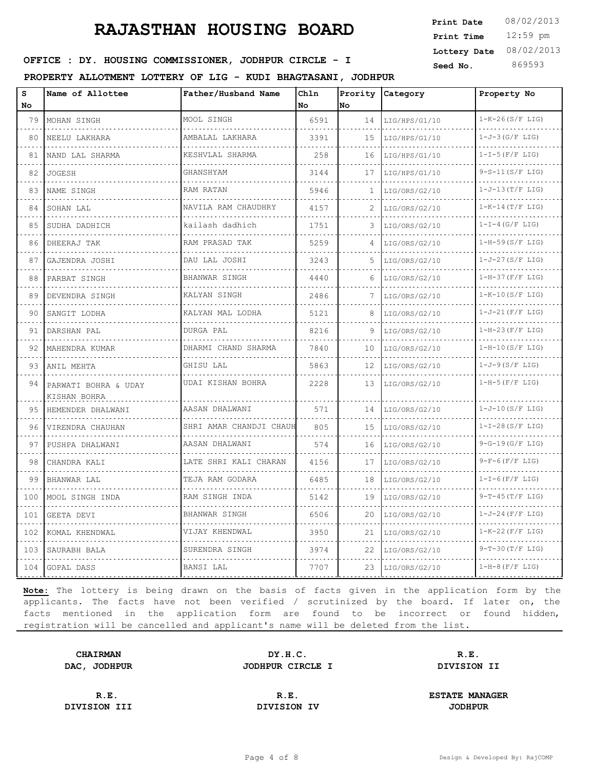# RAJASTHAN HOUSING BOARD

**Print Date** 08/02/2013
**Print Time** 12:59 pm
**Lottery Date** 08/02/2013
**Seed No.** 869593

**OFFICE : DY. HOUSING COMMISSIONER, JODHPUR CIRCLE - I**

**PROPERTY ALLOTMENT LOTTERY OF LIG - KUDI BHAGTASANI, JODHPUR**

| S No | Name of Allottee | Father/Husband Name | Chln No | Prority No | Category | Property No |
|---|---|---|---|---|---|---|
| 79 | MOHAN SINGH | MOOL SINGH | 6591 | 14 | LIG/HPS/G1/10 | 1-K-26(S/F LIG) |
| 80 | NEELU LAKHARA | AMBALAL LAKHARA | 3391 | 15 | LIG/HPS/G1/10 | 1-J-3(G/F LIG) |
| 81 | NAND LAL SHARMA | KESHVLAL SHARMA | 258 | 16 | LIG/HPS/G1/10 | 1-I-5(F/F LIG) |
| 82 | JOGESH | GHANSHYAM | 3144 | 17 | LIG/HPS/G1/10 | 9-S-11(S/F LIG) |
| 83 | NAME SINGH | RAM RATAN | 5946 | 1 | LIG/ORS/G2/10 | 1-J-13(T/F LIG) |
| 84 | SOHAN LAL | NAVILA RAM CHAUDHRY | 4157 | 2 | LIG/ORS/G2/10 | 1-K-14(T/F LIG) |
| 85 | SUDHA DADHICH | kailash dadhich | 1751 | 3 | LIG/ORS/G2/10 | 1-I-4(G/F LIG) |
| 86 | DHEERAJ TAK | RAM PRASAD TAK | 5259 | 4 | LIG/ORS/G2/10 | 1-H-59(S/F LIG) |
| 87 | GAJENDRA JOSHI | DAU LAL JOSHI | 3243 | 5 | LIG/ORS/G2/10 | 1-J-27(S/F LIG) |
| 88 | PARBAT SINGH | BHANWAR SINGH | 4440 | 6 | LIG/ORS/G2/10 | 1-H-37(F/F LIG) |
| 89 | DEVENDRA SINGH | KALYAN SINGH | 2486 | 7 | LIG/ORS/G2/10 | 1-K-10(S/F LIG) |
| 90 | SANGIT LODHA | KALYAN MAL LODHA | 5121 | 8 | LIG/ORS/G2/10 | 1-J-21(F/F LIG) |
| 91 | DARSHAN PAL | DURGA PAL | 8216 | 9 | LIG/ORS/G2/10 | 1-H-23(F/F LIG) |
| 92 | MAHENDRA KUMAR | DHARMI CHAND SHARMA | 7840 | 10 | LIG/ORS/G2/10 | 1-H-10(S/F LIG) |
| 93 | ANIL MEHTA | GHISU LAL | 5863 | 12 | LIG/ORS/G2/10 | 1-J-9(S/F LIG) |
| 94 | PARWATI BOHRA & UDAY KISHAN BOHRA | UDAI KISHAN BOHRA | 2228 | 13 | LIG/ORS/G2/10 | 1-H-5(F/F LIG) |
| 95 | HEMENDER DHALWANI | AASAN DHALWANI | 571 | 14 | LIG/ORS/G2/10 | 1-J-10(S/F LIG) |
| 96 | VIRENDRA CHAUHAN | SHRI AMAR CHANDJI CHAUH | 805 | 15 | LIG/ORS/G2/10 | 1-I-28(S/F LIG) |
| 97 | PUSHPA DHALWANI | AASAN DHALWANI | 574 | 16 | LIG/ORS/G2/10 | 9-G-19(G/F LIG) |
| 98 | CHANDRA KALI | LATE SHRI KALI CHARAN | 4156 | 17 | LIG/ORS/G2/10 | 9-F-6(F/F LIG) |
| 99 | BHANWAR LAL | TEJA RAM GODARA | 6485 | 18 | LIG/ORS/G2/10 | 1-I-6(F/F LIG) |
| 100 | MOOL SINGH INDA | RAM SINGH INDA | 5142 | 19 | LIG/ORS/G2/10 | 9-T-45(T/F LIG) |
| 101 | GEETA DEVI | BHANWAR SINGH | 6506 | 20 | LIG/ORS/G2/10 | 1-J-24(F/F LIG) |
| 102 | KOMAL KHENDWAL | VIJAY KHENDWAL | 3950 | 21 | LIG/ORS/G2/10 | 1-K-22(F/F LIG) |
| 103 | SAURABH BALA | SURENDRA SINGH | 3974 | 22 | LIG/ORS/G2/10 | 9-T-30(T/F LIG) |
| 104 | GOPAL DASS | BANSI LAL | 7707 | 23 | LIG/ORS/G2/10 | 1-H-8(F/F LIG) |

**Note:** The lottery is being drawn on the basis of facts given in the application form by the applicants. The facts have not been verified / scrutinized by the board. If later on, the facts mentioned in the application form are found to be incorrect or found hidden, registration will be cancelled and applicant's name will be deleted from the list.

**CHAIRMAN**
**DAC, JODHPUR**

**DY.H.C.**
**JODHPUR CIRCLE I**

**R.E.**
**DIVISION II**

**R.E.**
**DIVISION III**

**R.E.**
**DIVISION IV**

**ESTATE MANAGER**
**JODHPUR**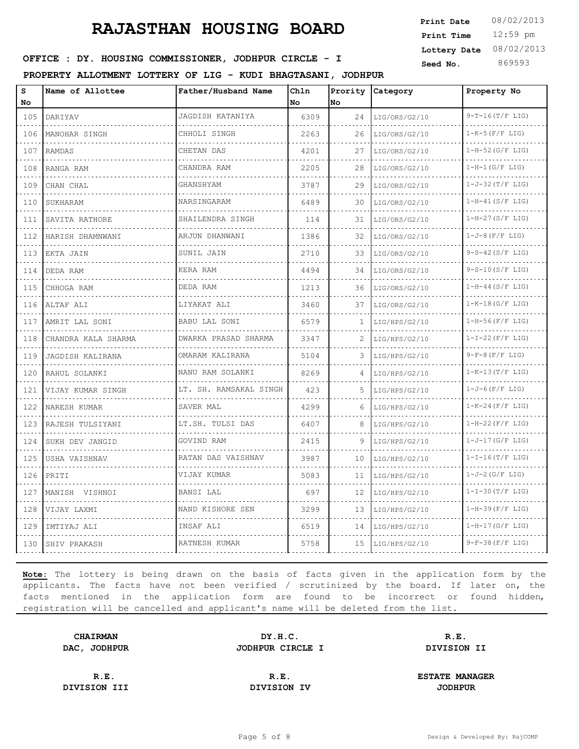# RAJASTHAN HOUSING BOARD

**Print Date** 08/02/2013
**Print Time** 12:59 pm
**Lottery Date** 08/02/2013
**Seed No.** 869593

**OFFICE : DY. HOUSING COMMISSIONER, JODHPUR CIRCLE - I**

**PROPERTY ALLOTMENT LOTTERY OF LIG - KUDI BHAGTASANI, JODHPUR**

| S No | Name of Allottee | Father/Husband Name | Chln No | Prority No | Category | Property No |
|---|---|---|---|---|---|---|
| 105 | DARIYAV | JAGDISH KATANIYA | 6309 | 24 | LIG/ORS/G2/10 | 9-T-16(T/F LIG) |
| 106 | MANOHAR SINGH | CHHOLI SINGH | 2263 | 26 | LIG/ORS/G2/10 | 1-K-5(F/F LIG) |
| 107 | RAMDAS | CHETAN DAS | 4201 | 27 | LIG/ORS/G2/10 | 1-H-52(G/F LIG) |
| 108 | RANGA RAM | CHANDRA RAM | 2205 | 28 | LIG/ORS/G2/10 | 1-H-1(G/F LIG) |
| 109 | CHAN CHAL | GHANSHYAM | 3787 | 29 | LIG/ORS/G2/10 | 1-J-32(T/F LIG) |
| 110 | SUKHARAM | NARSINGARAM | 6489 | 30 | LIG/ORS/G2/10 | 1-H-41(S/F LIG) |
| 111 | SAVITA RATHORE | SHAILENDRA SINGH | 114 | 31 | LIG/ORS/G2/10 | 1-H-27(S/F LIG) |
| 112 | HARISH DHAMNWANI | ARJUN DHANWANI | 1386 | 32 | LIG/ORS/G2/10 | 1-J-8(F/F LIG) |
| 113 | EKTA JAIN | SUNIL JAIN | 2710 | 33 | LIG/ORS/G2/10 | 9-S-42(S/F LIG) |
| 114 | DEDA RAM | KERA RAM | 4494 | 34 | LIG/ORS/G2/10 | 9-S-10(S/F LIG) |
| 115 | CHHOGA RAM | DEDA RAM | 1213 | 36 | LIG/ORS/G2/10 | 1-H-44(S/F LIG) |
| 116 | ALTAF ALI | LIYAKAT ALI | 3460 | 37 | LIG/ORS/G2/10 | 1-K-18(G/F LIG) |
| 117 | AMRIT LAL SONI | BABU LAL SONI | 6579 | 1 | LIG/HPS/G2/10 | 1-H-56(F/F LIG) |
| 118 | CHANDRA KALA SHARMA | DWARKA PRASAD SHARMA | 3347 | 2 | LIG/HPS/G2/10 | 1-I-22(F/F LIG) |
| 119 | JAGDISH KALIRANA | OMARAM KALIRANA | 5104 | 3 | LIG/HPS/G2/10 | 9-F-8(F/F LIG) |
| 120 | RAHUL SOLANKI | NANU RAM SOLANKI | 8269 | 4 | LIG/HPS/G2/10 | 1-K-13(T/F LIG) |
| 121 | VIJAY KUMAR SINGH | LT. SH. RAMSAKAL SINGH | 423 | 5 | LIG/HPS/G2/10 | 1-J-6(F/F LIG) |
| 122 | NARESH KUMAR | SAVER MAL | 4299 | 6 | LIG/HPS/G2/10 | 1-K-24(F/F LIG) |
| 123 | RAJESH TULSIYANI | LT.SH. TULSI DAS | 6407 | 8 | LIG/HPS/G2/10 | 1-H-22(F/F LIG) |
| 124 | SUKH DEV JANGID | GOVIND RAM | 2415 | 9 | LIG/HPS/G2/10 | 1-J-17(G/F LIG) |
| 125 | USHA VAISHNAV | RATAN DAS VAISHNAV | 3987 | 10 | LIG/HPS/G2/10 | 1-I-16(T/F LIG) |
| 126 | PRITI | VIJAY KUMAR | 5083 | 11 | LIG/HPS/G2/10 | 1-J-2(G/F LIG) |
| 127 | MANISH VISHNOI | BANSI LAL | 697 | 12 | LIG/HPS/G2/10 | 1-I-30(T/F LIG) |
| 128 | VIJAY LAXMI | NAND KISHORE SEN | 3299 | 13 | LIG/HPS/G2/10 | 1-H-39(F/F LIG) |
| 129 | IMTIYAJ ALI | INSAF ALI | 6519 | 14 | LIG/HPS/G2/10 | 1-H-17(G/F LIG) |
| 130 | SHIV PRAKASH | RATNESH KUMAR | 5758 | 15 | LIG/HPS/G2/10 | 9-F-38(F/F LIG) |

**Note:** The lottery is being drawn on the basis of facts given in the application form by the applicants. The facts have not been verified / scrutinized by the board. If later on, the facts mentioned in the application form are found to be incorrect or found hidden, registration will be cancelled and applicant's name will be deleted from the list.

| **CHAIRMAN** | **DY.H.C.** | **R.E.** |
|---|---|---|
| **DAC, JODHPUR** | **JODHPUR CIRCLE I** | **DIVISION II** |
| **R.E.** | **R.E.** | **ESTATE MANAGER** |
| **DIVISION III** | **DIVISION IV** | **JODHPUR** |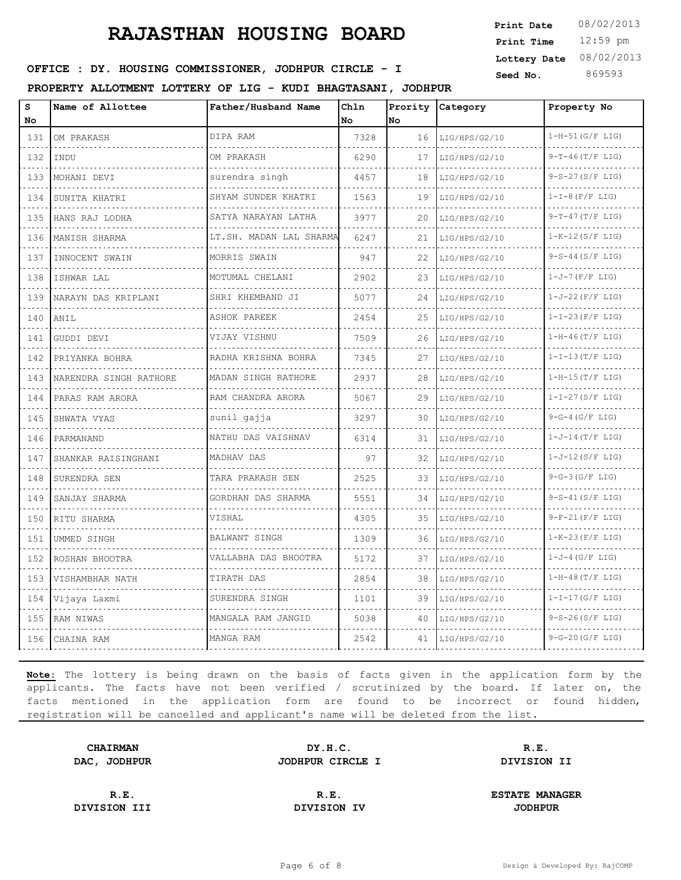# RAJASTHAN HOUSING BOARD

**Print Date** 08/02/2013
**Print Time** 12:59 pm
**Lottery Date** 08/02/2013
**Seed No.** 869593

**OFFICE : DY. HOUSING COMMISSIONER, JODHPUR CIRCLE - I**

**PROPERTY ALLOTMENT LOTTERY OF LIG - KUDI BHAGTASANI, JODHPUR**

| S No | Name of Allottee | Father/Husband Name | Chln No | Prority No | Category | Property No |
|---|---|---|---|---|---|---|
| 131 | OM PRAKASH | DIPA RAM | 7328 | 16 | LIG/HPS/G2/10 | 1-H-51(G/F LIG) |
| 132 | INDU | OM PRAKASH | 6290 | 17 | LIG/HPS/G2/10 | 9-T-46(T/F LIG) |
| 133 | MOHANI DEVI | surendra singh | 4457 | 18 | LIG/HPS/G2/10 | 9-S-27(S/F LIG) |
| 134 | SUNITA KHATRI | SHYAM SUNDER KHATRI | 1563 | 19 | LIG/HPS/G2/10 | 1-I-8(F/F LIG) |
| 135 | HANS RAJ LODHA | SATYA NARAYAN LATHA | 3977 | 20 | LIG/HPS/G2/10 | 9-T-47(T/F LIG) |
| 136 | MANISH SHARMA | LT.SH. MADAN LAL SHARMA | 6247 | 21 | LIG/HPS/G2/10 | 1-K-12(S/F LIG) |
| 137 | INNOCENT SWAIN | MORRIS SWAIN | 947 | 22 | LIG/HPS/G2/10 | 9-S-44(S/F LIG) |
| 138 | ISHWAR LAL | MOTUMAL CHELANI | 2902 | 23 | LIG/HPS/G2/10 | 1-J-7(F/F LIG) |
| 139 | NARAYN DAS KRIPLANI | SHRI KHEMBAND JI | 5077 | 24 | LIG/HPS/G2/10 | 1-J-22(F/F LIG) |
| 140 | ANIL | ASHOK PAREEK | 2454 | 25 | LIG/HPS/G2/10 | 1-I-23(F/F LIG) |
| 141 | GUDDI DEVI | VIJAY VISHNU | 7509 | 26 | LIG/HPS/G2/10 | 1-H-46(T/F LIG) |
| 142 | PRIYANKA BOHRA | RADHA KRISHNA BOHRA | 7345 | 27 | LIG/HPS/G2/10 | 1-I-13(T/F LIG) |
| 143 | NARENDRA SINGH RATHORE | MADAN SINGH RATHORE | 2937 | 28 | LIG/HPS/G2/10 | 1-H-15(T/F LIG) |
| 144 | PARAS RAM ARORA | RAM CHANDRA ARORA | 5067 | 29 | LIG/HPS/G2/10 | 1-I-27(S/F LIG) |
| 145 | SHWATA VYAS | sunil gajja | 3297 | 30 | LIG/HPS/G2/10 | 9-G-4(G/F LIG) |
| 146 | PARMANAND | NATHU DAS VAISHNAV | 6314 | 31 | LIG/HPS/G2/10 | 1-J-14(T/F LIG) |
| 147 | SHANKAR RAISINGHANI | MADHAV DAS | 97 | 32 | LIG/HPS/G2/10 | 1-J-12(S/F LIG) |
| 148 | SURENDRA SEN | TARA PRAKASH SEN | 2525 | 33 | LIG/HPS/G2/10 | 9-G-3(G/F LIG) |
| 149 | SANJAY SHARMA | GORDHAN DAS SHARMA | 5551 | 34 | LIG/HPS/G2/10 | 9-S-41(S/F LIG) |
| 150 | RITU SHARMA | VISHAL | 4305 | 35 | LIG/HPS/G2/10 | 9-F-21(F/F LIG) |
| 151 | UMMED SINGH | BALWANT SINGH | 1309 | 36 | LIG/HPS/G2/10 | 1-K-23(F/F LIG) |
| 152 | ROSHAN BHOOTRA | VALLABHA DAS BHOOTRA | 5172 | 37 | LIG/HPS/G2/10 | 1-J-4(G/F LIG) |
| 153 | VISHAMBHAR NATH | TIRATH DAS | 2854 | 38 | LIG/HPS/G2/10 | 1-H-48(T/F LIG) |
| 154 | Vijaya Laxmi | SURENDRA SINGH | 1101 | 39 | LIG/HPS/G2/10 | 1-I-17(G/F LIG) |
| 155 | RAM NIWAS | MANGALA RAM JANGID | 5038 | 40 | LIG/HPS/G2/10 | 9-S-26(S/F LIG) |
| 156 | CHAINA RAM | MANGA RAM | 2542 | 41 | LIG/HPS/G2/10 | 9-G-20(G/F LIG) |

**Note:** The lottery is being drawn on the basis of facts given in the application form by the applicants. The facts have not been verified / scrutinized by the board. If later on, the facts mentioned in the application form are found to be incorrect or found hidden, registration will be cancelled and applicant's name will be deleted from the list.

| | | |
|---|---|---|
| **CHAIRMAN**<br>**DAC, JODHPUR** | **DY.H.C.**<br>**JODHPUR CIRCLE I** | **R.E.**<br>**DIVISION II** |
| **R.E.**<br>**DIVISION III** | **R.E.**<br>**DIVISION IV** | **ESTATE MANAGER**<br>**JODHPUR** |

Design & Developed By: RajCOMP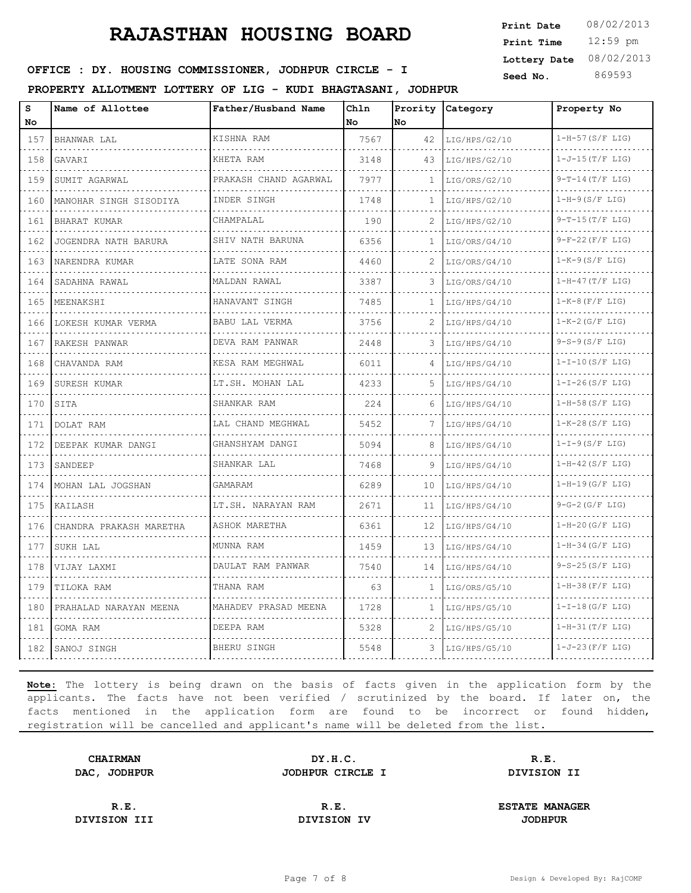# RAJASTHAN HOUSING BOARD

**Print Date** 08/02/2013
**Print Time** 12:59 pm
**Lottery Date** 08/02/2013
**Seed No.** 869593

**OFFICE : DY. HOUSING COMMISSIONER, JODHPUR CIRCLE - I**

**PROPERTY ALLOTMENT LOTTERY OF LIG - KUDI BHAGTASANI, JODHPUR**

| S No | Name of Allottee | Father/Husband Name | Chln No | Prority No | Category | Property No |
|---|---|---|---|---|---|---|
| 157 | BHANWAR LAL | KISHNA RAM | 7567 | 42 | LIG/HPS/G2/10 | 1-H-57(S/F LIG) |
| 158 | GAVARI | KHETA RAM | 3148 | 43 | LIG/HPS/G2/10 | 1-J-15(T/F LIG) |
| 159 | SUMIT AGARWAL | PRAKASH CHAND AGARWAL | 7977 | 1 | LIG/ORS/G2/10 | 9-T-14(T/F LIG) |
| 160 | MANOHAR SINGH SISODIYA | INDER SINGH | 1748 | 1 | LIG/HPS/G2/10 | 1-H-9(S/F LIG) |
| 161 | BHARAT KUMAR | CHAMPALAL | 190 | 2 | LIG/HPS/G2/10 | 9-T-15(T/F LIG) |
| 162 | JOGENDRA NATH BARURA | SHIV NATH BARUNA | 6356 | 1 | LIG/ORS/G4/10 | 9-F-22(F/F LIG) |
| 163 | NARENDRA KUMAR | LATE SONA RAM | 4460 | 2 | LIG/ORS/G4/10 | 1-K-9(S/F LIG) |
| 164 | SADAHNA RAWAL | MALDAN RAWAL | 3387 | 3 | LIG/ORS/G4/10 | 1-H-47(T/F LIG) |
| 165 | MEENAKSHI | HANAVANT SINGH | 7485 | 1 | LIG/HPS/G4/10 | 1-K-8(F/F LIG) |
| 166 | LOKESH KUMAR VERMA | BABU LAL VERMA | 3756 | 2 | LIG/HPS/G4/10 | 1-K-2(G/F LIG) |
| 167 | RAKESH PANWAR | DEVA RAM PANWAR | 2448 | 3 | LIG/HPS/G4/10 | 9-S-9(S/F LIG) |
| 168 | CHAVANDA RAM | KESA RAM MEGHWAL | 6011 | 4 | LIG/HPS/G4/10 | 1-I-10(S/F LIG) |
| 169 | SURESH KUMAR | LT.SH. MOHAN LAL | 4233 | 5 | LIG/HPS/G4/10 | 1-I-26(S/F LIG) |
| 170 | SITA | SHANKAR RAM | 224 | 6 | LIG/HPS/G4/10 | 1-H-58(S/F LIG) |
| 171 | DOLAT RAM | LAL CHAND MEGHWAL | 5452 | 7 | LIG/HPS/G4/10 | 1-K-28(S/F LIG) |
| 172 | DEEPAK KUMAR DANGI | GHANSHYAM DANGI | 5094 | 8 | LIG/HPS/G4/10 | 1-I-9(S/F LIG) |
| 173 | SANDEEP | SHANKAR LAL | 7468 | 9 | LIG/HPS/G4/10 | 1-H-42(S/F LIG) |
| 174 | MOHAN LAL JOGSHAN | GAMARAM | 6289 | 10 | LIG/HPS/G4/10 | 1-H-19(G/F LIG) |
| 175 | KAILASH | LT.SH. NARAYAN RAM | 2671 | 11 | LIG/HPS/G4/10 | 9-G-2(G/F LIG) |
| 176 | CHANDRA PRAKASH MARETHA | ASHOK MARETHA | 6361 | 12 | LIG/HPS/G4/10 | 1-H-20(G/F LIG) |
| 177 | SUKH LAL | MUNNA RAM | 1459 | 13 | LIG/HPS/G4/10 | 1-H-34(G/F LIG) |
| 178 | VIJAY LAXMI | DAULAT RAM PANWAR | 7540 | 14 | LIG/HPS/G4/10 | 9-S-25(S/F LIG) |
| 179 | TILOKA RAM | THANA RAM | 63 | 1 | LIG/ORS/G5/10 | 1-H-38(F/F LIG) |
| 180 | PRAHALAD NARAYAN MEENA | MAHADEV PRASAD MEENA | 1728 | 1 | LIG/HPS/G5/10 | 1-I-18(G/F LIG) |
| 181 | GOMA RAM | DEEPA RAM | 5328 | 2 | LIG/HPS/G5/10 | 1-H-31(T/F LIG) |
| 182 | SANOJ SINGH | BHERU SINGH | 5548 | 3 | LIG/HPS/G5/10 | 1-J-23(F/F LIG) |

**Note:** The lottery is being drawn on the basis of facts given in the application form by the applicants. The facts have not been verified / scrutinized by the board. If later on, the facts mentioned in the application form are found to be incorrect or found hidden, registration will be cancelled and applicant's name will be deleted from the list.

| | | |
|---|---|---|
| **CHAIRMAN** DAC, JODHPUR | **DY.H.C.** JODHPUR CIRCLE I | **R.E.** DIVISION II |
| **R.E.** DIVISION III | **R.E.** DIVISION IV | **ESTATE MANAGER** JODHPUR |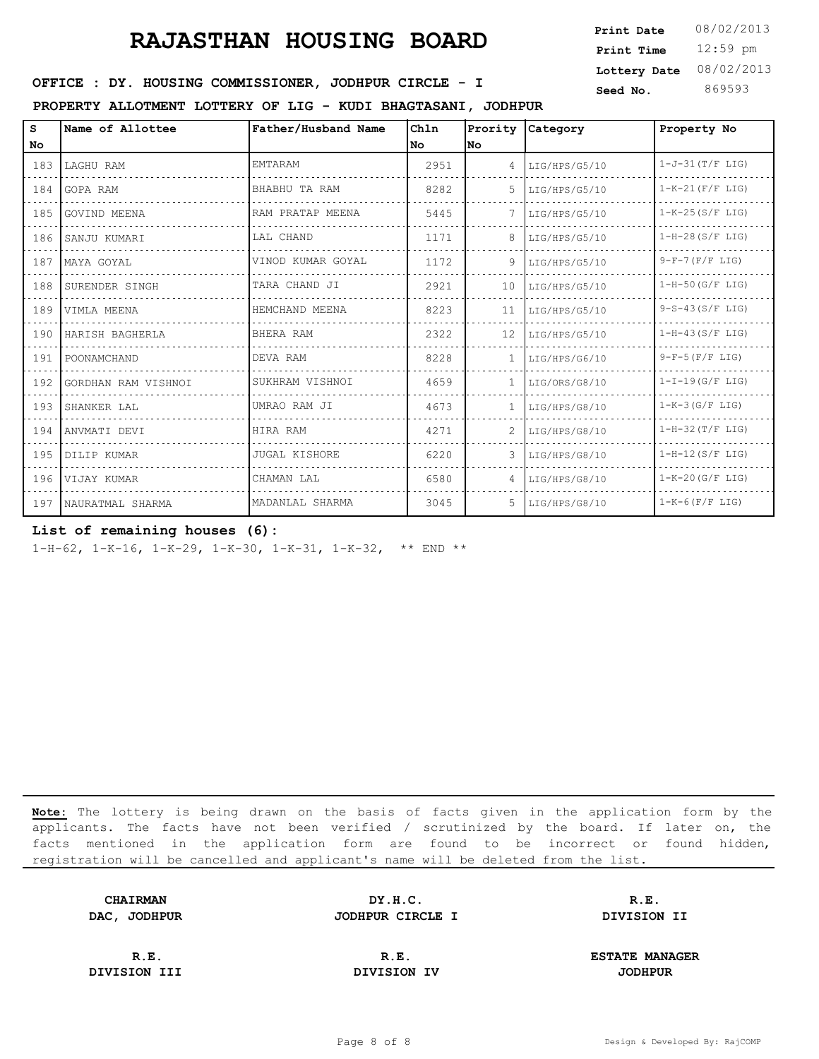# RAJASTHAN HOUSING BOARD

**Print Date** 08/02/2013
**Print Time** 12:59 pm
**Lottery Date** 08/02/2013
**Seed No.** 869593

**OFFICE : DY. HOUSING COMMISSIONER, JODHPUR CIRCLE - I**

**PROPERTY ALLOTMENT LOTTERY OF LIG - KUDI BHAGTASANI, JODHPUR**

| S No | Name of Allottee | Father/Husband Name | Chln No | Prority No | Category | Property No |
|---|---|---|---|---|---|---|
| 183 | LAGHU RAM | EMTARAM | 2951 | 4 | LIG/HPS/G5/10 | 1-J-31(T/F LIG) |
| 184 | GOPA RAM | BHABHU TA RAM | 8282 | 5 | LIG/HPS/G5/10 | 1-K-21(F/F LIG) |
| 185 | GOVIND MEENA | RAM PRATAP MEENA | 5445 | 7 | LIG/HPS/G5/10 | 1-K-25(S/F LIG) |
| 186 | SANJU KUMARI | LAL CHAND | 1171 | 8 | LIG/HPS/G5/10 | 1-H-28(S/F LIG) |
| 187 | MAYA GOYAL | VINOD KUMAR GOYAL | 1172 | 9 | LIG/HPS/G5/10 | 9-F-7(F/F LIG) |
| 188 | SURENDER SINGH | TARA CHAND JI | 2921 | 10 | LIG/HPS/G5/10 | 1-H-50(G/F LIG) |
| 189 | VIMLA MEENA | HEMCHAND MEENA | 8223 | 11 | LIG/HPS/G5/10 | 9-S-43(S/F LIG) |
| 190 | HARISH BAGHERLA | BHERA RAM | 2322 | 12 | LIG/HPS/G5/10 | 1-H-43(S/F LIG) |
| 191 | POONAMCHAND | DEVA RAM | 8228 | 1 | LIG/HPS/G6/10 | 9-F-5(F/F LIG) |
| 192 | GORDHAN RAM VISHNOI | SUKHRAM VISHNOI | 4659 | 1 | LIG/ORS/G8/10 | 1-I-19(G/F LIG) |
| 193 | SHANKER LAL | UMRAO RAM JI | 4673 | 1 | LIG/HPS/G8/10 | 1-K-3(G/F LIG) |
| 194 | ANVMATI DEVI | HIRA RAM | 4271 | 2 | LIG/HPS/G8/10 | 1-H-32(T/F LIG) |
| 195 | DILIP KUMAR | JUGAL KISHORE | 6220 | 3 | LIG/HPS/G8/10 | 1-H-12(S/F LIG) |
| 196 | VIJAY KUMAR | CHAMAN LAL | 6580 | 4 | LIG/HPS/G8/10 | 1-K-20(G/F LIG) |
| 197 | NAURATMAL SHARMA | MADANLAL SHARMA | 3045 | 5 | LIG/HPS/G8/10 | 1-K-6(F/F LIG) |

**List of remaining houses (6):**

1-H-62, 1-K-16, 1-K-29, 1-K-30, 1-K-31, 1-K-32, ** END **

**Note:** The lottery is being drawn on the basis of facts given in the application form by the applicants. The facts have not been verified / scrutinized by the board. If later on, the facts mentioned in the application form are found to be incorrect or found hidden, registration will be cancelled and applicant's name will be deleted from the list.

**CHAIRMAN**
**DAC, JODHPUR**

**DY.H.C.**
**JODHPUR CIRCLE I**

**R.E.**
**DIVISION II**

**R.E.**
**DIVISION III**

**R.E.**
**DIVISION IV**

**ESTATE MANAGER**
**JODHPUR**

Design & Developed By: RajCOMP